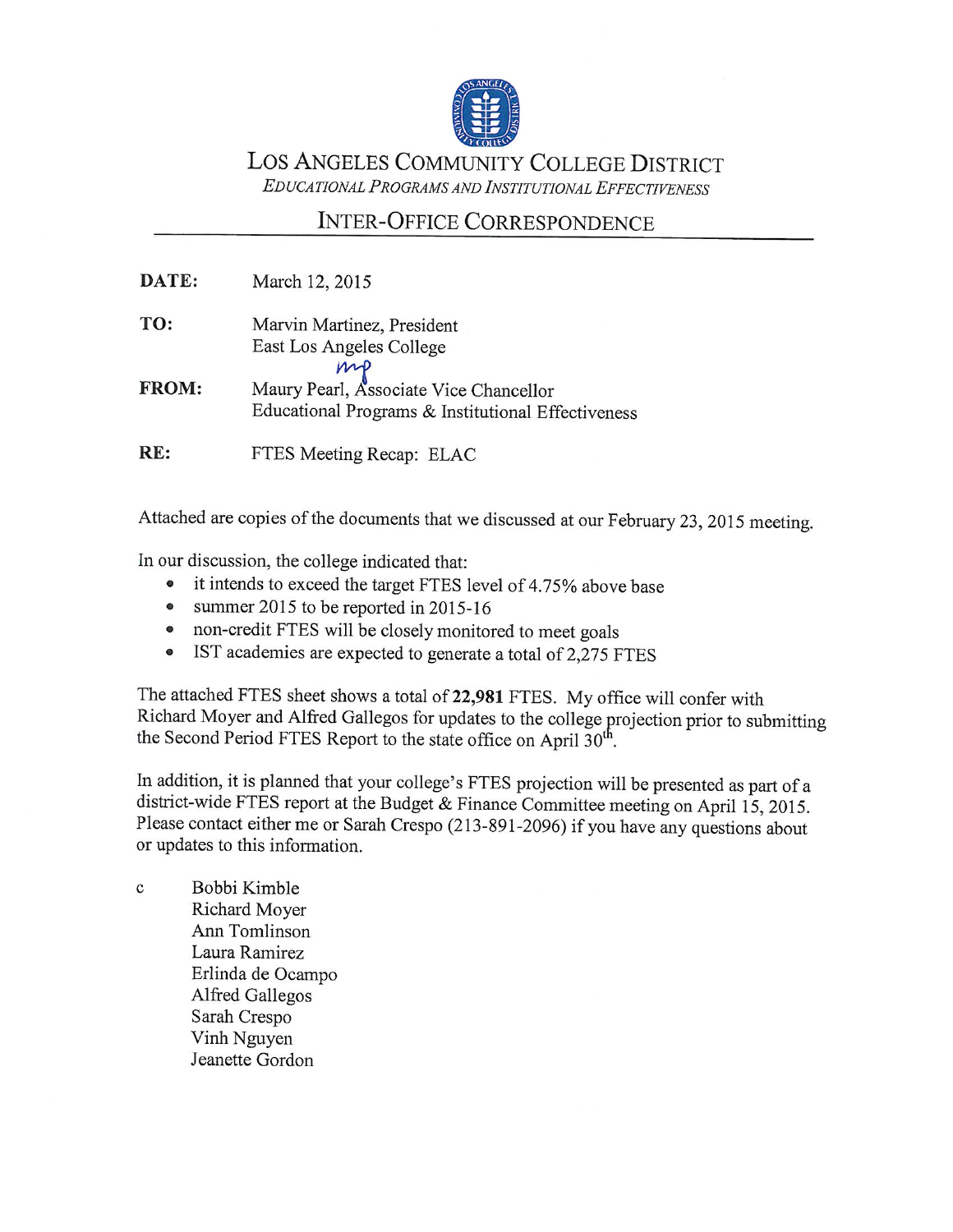# Los Angeles Community College District

*Educational Programs and Institutional Effectiveness*

## Inter-Office Correspondence

**DATE:** March 12, 2015

**TO:** Marvin Martinez, President
East Los Angeles College

**FROM:** Maury Pearl, Associate Vice Chancellor
Educational Programs & Institutional Effectiveness

**RE:** FTES Meeting Recap: ELAC

Attached are copies of the documents that we discussed at our February 23, 2015 meeting.

In our discussion, the college indicated that:

- it intends to exceed the target FTES level of 4.75% above base
- summer 2015 to be reported in 2015-16
- non-credit FTES will be closely monitored to meet goals
- IST academies are expected to generate a total of 2,275 FTES

The attached FTES sheet shows a total of **22,981** FTES. My office will confer with Richard Moyer and Alfred Gallegos for updates to the college projection prior to submitting the Second Period FTES Report to the state office on April 30th.

In addition, it is planned that your college's FTES projection will be presented as part of a district-wide FTES report at the Budget & Finance Committee meeting on April 15, 2015. Please contact either me or Sarah Crespo (213-891-2096) if you have any questions about or updates to this information.

c
Bobbi Kimble
Richard Moyer
Ann Tomlinson
Laura Ramirez
Erlinda de Ocampo
Alfred Gallegos
Sarah Crespo
Vinh Nguyen
Jeanette Gordon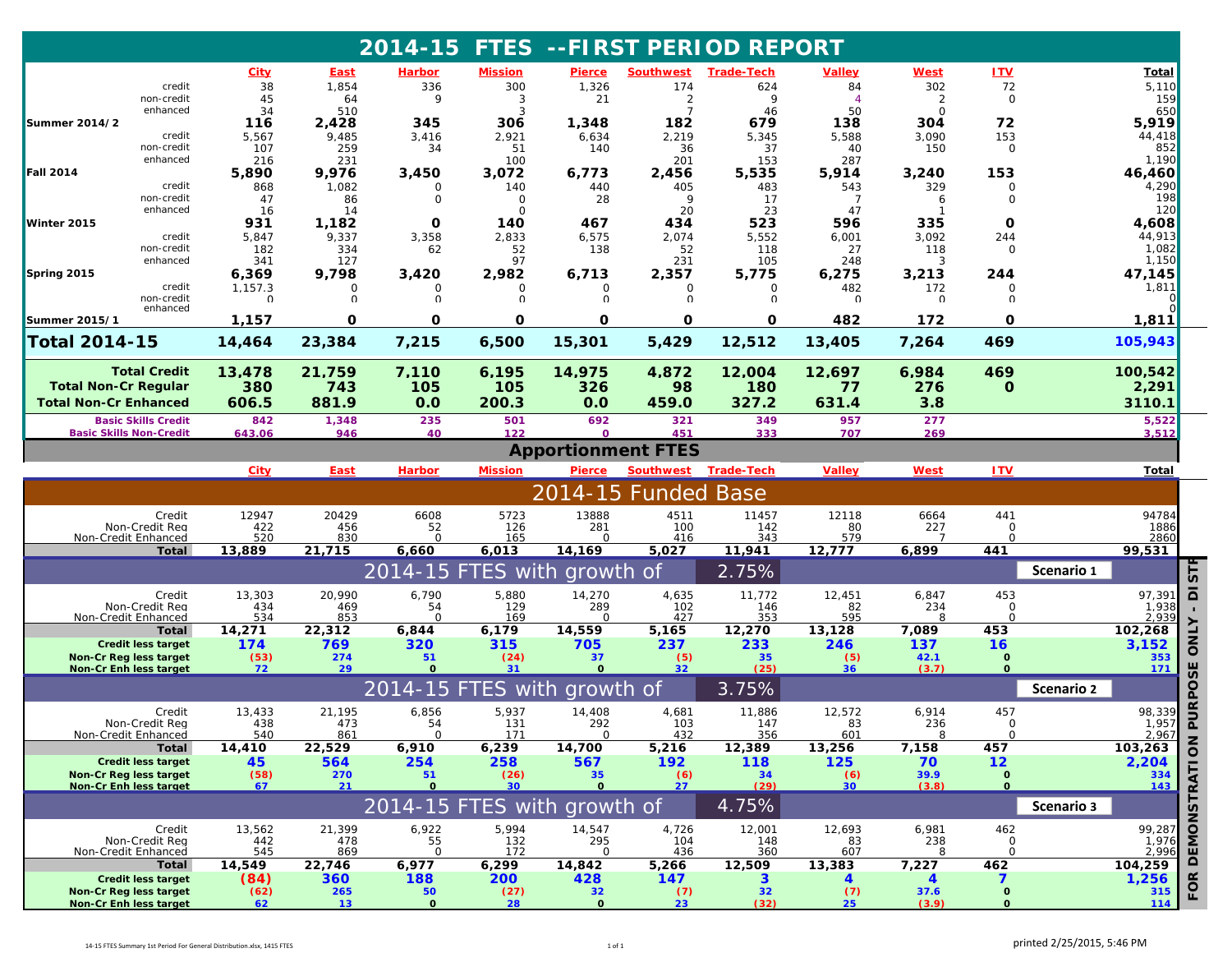# 2014-15 FTES --FIRST PERIOD REPORT

| | City | East | Harbor | Mission | Pierce | Southwest | Trade-Tech | Valley | West | ITV | Total |
|---|---|---|---|---|---|---|---|---|---|---|---|
| credit | 38 | 1,854 | 336 | 300 | 1,326 | 174 | 624 | 84 | 302 | 72 | 5,110 |
| non-credit | 45 | 64 | 9 | 3 | 21 | 2 | 9 | 4 | 2 | 0 | 159 |
| enhanced | 34 | 510 | | 3 | | 7 | 46 | 50 | 0 | | 650 |
| **Summer 2014/2** | **116** | **2,428** | **345** | **306** | **1,348** | **182** | **679** | **138** | **304** | **72** | **5,919** |
| credit | 5,567 | 9,485 | 3,416 | 2,921 | 6,634 | 2,219 | 5,345 | 5,588 | 3,090 | 153 | 44,418 |
| non-credit | 107 | 259 | 34 | 51 | 140 | 36 | 37 | 40 | 150 | 0 | 852 |
| enhanced | 216 | 231 | | 100 | | 201 | 153 | 287 | | | 1,190 |
| **Fall 2014** | **5,890** | **9,976** | **3,450** | **3,072** | **6,773** | **2,456** | **5,535** | **5,914** | **3,240** | **153** | **46,460** |
| credit | 868 | 1,082 | 0 | 140 | 440 | 405 | 483 | 543 | 329 | 0 | 4,290 |
| non-credit | 47 | 86 | 0 | 0 | 28 | 9 | 17 | 7 | 6 | 0 | 198 |
| enhanced | 16 | 14 | | 0 | | 20 | 23 | 47 | 1 | | 120 |
| **Winter 2015** | **931** | **1,182** | **0** | **140** | **467** | **434** | **523** | **596** | **335** | **0** | **4,608** |
| credit | 5,847 | 9,337 | 3,358 | 2,833 | 6,575 | 2,074 | 5,552 | 6,001 | 3,092 | 244 | 44,913 |
| non-credit | 182 | 334 | 62 | 52 | 138 | 52 | 118 | 27 | 118 | 0 | 1,082 |
| enhanced | 341 | 127 | | 97 | | 231 | 105 | 248 | 3 | | 1,150 |
| **Spring 2015** | **6,369** | **9,798** | **3,420** | **2,982** | **6,713** | **2,357** | **5,775** | **6,275** | **3,213** | **244** | **47,145** |
| credit | 1,157.3 | 0 | 0 | 0 | 0 | 0 | 0 | 482 | 172 | 0 | 1,811 |
| non-credit | 0 | 0 | 0 | 0 | 0 | 0 | 0 | 0 | 0 | 0 | 0 |
| enhanced | | | | | | | | | | | 0 |
| **Summer 2015/1** | **1,157** | **0** | **0** | **0** | **0** | **0** | **0** | **482** | **172** | **0** | **1,811** |
| **Total 2014-15** | **14,464** | **23,384** | **7,215** | **6,500** | **15,301** | **5,429** | **12,512** | **13,405** | **7,264** | **469** | **105,943** |
| **Total Credit** | **13,478** | **21,759** | **7,110** | **6,195** | **14,975** | **4,872** | **12,004** | **12,697** | **6,984** | **469** | **100,542** |
| **Total Non-Cr Regular** | **380** | **743** | **105** | **105** | **326** | **98** | **180** | **77** | **276** | **0** | **2,291** |
| **Total Non-Cr Enhanced** | **606.5** | **881.9** | **0.0** | **200.3** | **0.0** | **459.0** | **327.2** | **631.4** | **3.8** | | **3110.1** |
| **Basic Skills Credit** | 842 | 1,348 | 235 | 501 | 692 | 321 | 349 | 957 | 277 | | 5,522 |
| **Basic Skills Non-Credit** | 643.06 | 946 | 40 | 122 | 0 | 451 | 333 | 707 | 269 | | 3,512 |

## Apportionment FTES

### 2014-15 Funded Base

| | City | East | Harbor | Mission | Pierce | Southwest | Trade-Tech | Valley | West | ITV | Total |
|---|---|---|---|---|---|---|---|---|---|---|---|
| Credit | 12947 | 20429 | 6608 | 5723 | 13888 | 4511 | 11457 | 12118 | 6664 | 441 | 94784 |
| Non-Credit Reg | 422 | 456 | 52 | 126 | 281 | 100 | 142 | 80 | 227 | 0 | 1886 |
| Non-Credit Enhanced | 520 | 830 | 0 | 165 | 0 | 416 | 343 | 579 | 7 | 0 | 2860 |
| **Total** | **13,889** | **21,715** | **6,660** | **6,013** | **14,169** | **5,027** | **11,941** | **12,777** | **6,899** | **441** | **99,531** |

### 2014-15 FTES with growth of 2.75% — Scenario 1

| | City | East | Harbor | Mission | Pierce | Southwest | Trade-Tech | Valley | West | ITV | Total |
|---|---|---|---|---|---|---|---|---|---|---|---|
| Credit | 13,303 | 20,990 | 6,790 | 5,880 | 14,270 | 4,635 | 11,772 | 12,451 | 6,847 | 453 | 97,391 |
| Non-Credit Reg | 434 | 469 | 54 | 129 | 289 | 102 | 146 | 82 | 234 | 0 | 1,938 |
| Non-Credit Enhanced | 534 | 853 | 0 | 169 | 0 | 427 | 353 | 595 | 8 | 0 | 2,939 |
| **Total** | **14,271** | **22,312** | **6,844** | **6,179** | **14,559** | **5,165** | **12,270** | **13,128** | **7,089** | **453** | **102,268** |
| **Credit less target** | **174** | **769** | **320** | **315** | **705** | **237** | **233** | **246** | **137** | **16** | **3,152** |
| **Non-Cr Reg less target** | (53) | 274 | 51 | (24) | 37 | (5) | 35 | (5) | 42.1 | 0 | 353 |
| **Non-Cr Enh less target** | 72 | 29 | 0 | 31 | 0 | 32 | (25) | 36 | (3.7) | 0 | 171 |

### 2014-15 FTES with growth of 3.75% — Scenario 2

| | City | East | Harbor | Mission | Pierce | Southwest | Trade-Tech | Valley | West | ITV | Total |
|---|---|---|---|---|---|---|---|---|---|---|---|
| Credit | 13,433 | 21,195 | 6,856 | 5,937 | 14,408 | 4,681 | 11,886 | 12,572 | 6,914 | 457 | 98,339 |
| Non-Credit Reg | 438 | 473 | 54 | 131 | 292 | 103 | 147 | 83 | 236 | 0 | 1,957 |
| Non-Credit Enhanced | 540 | 861 | 0 | 171 | 0 | 432 | 356 | 601 | 8 | 0 | 2,967 |
| **Total** | **14,410** | **22,529** | **6,910** | **6,239** | **14,700** | **5,216** | **12,389** | **13,256** | **7,158** | **457** | **103,263** |
| **Credit less target** | **45** | **564** | **254** | **258** | **567** | **192** | **118** | **125** | **70** | **12** | **2,204** |
| **Non-Cr Reg less target** | (58) | 270 | 51 | (26) | 35 | (6) | 34 | (6) | 39.9 | 0 | 334 |
| **Non-Cr Enh less target** | 67 | 21 | 0 | 30 | 0 | 27 | (29) | 30 | (3.8) | 0 | 143 |

### 2014-15 FTES with growth of 4.75% — Scenario 3

| | City | East | Harbor | Mission | Pierce | Southwest | Trade-Tech | Valley | West | ITV | Total |
|---|---|---|---|---|---|---|---|---|---|---|---|
| Credit | 13,562 | 21,399 | 6,922 | 5,994 | 14,547 | 4,726 | 12,001 | 12,693 | 6,981 | 462 | 99,287 |
| Non-Credit Reg | 442 | 478 | 55 | 132 | 295 | 104 | 148 | 83 | 238 | 0 | 1,976 |
| Non-Credit Enhanced | 545 | 869 | 0 | 172 | 0 | 436 | 360 | 607 | 8 | 0 | 2,996 |
| **Total** | **14,549** | **22,746** | **6,977** | **6,299** | **14,842** | **5,266** | **12,509** | **13,383** | **7,227** | **462** | **104,259** |
| **Credit less target** | **(84)** | **360** | **188** | **200** | **428** | **147** | **3** | **4** | **4** | **7** | **1,256** |
| **Non-Cr Reg less target** | (62) | 265 | 50 | (27) | 32 | (7) | 32 | (7) | 37.6 | 0 | 315 |
| **Non-Cr Enh less target** | 62 | 13 | 0 | 28 | 0 | 23 | (32) | 25 | (3.9) | 0 | 114 |

FOR DEMONSTRATION PURPOSE ONLY - DISTR

14-15 FTES Summary 1st Period For General Distribution.xlsx, 1415 FTES

printed 2/25/2015, 5:46 PM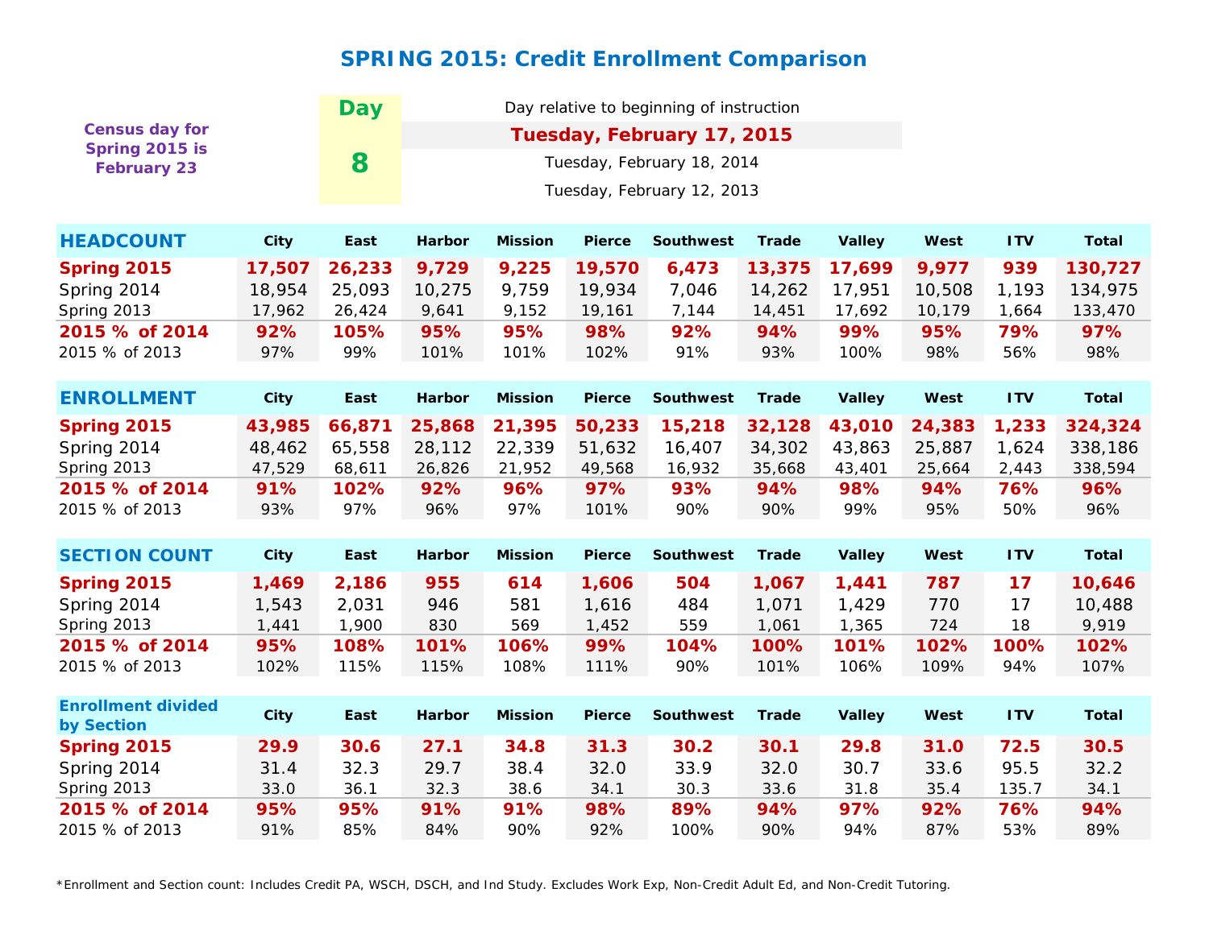# SPRING 2015: Credit Enrollment Comparison

Census day for Spring 2015 is February 23

| Day | Day relative to beginning of instruction |
|---|---|
| 8 | **Tuesday, February 17, 2015** |
| | Tuesday, February 18, 2014 |
| | Tuesday, February 12, 2013 |

| HEADCOUNT | City | East | Harbor | Mission | Pierce | Southwest | Trade | Valley | West | ITV | Total |
|---|---|---|---|---|---|---|---|---|---|---|---|
| **Spring 2015** | **17,507** | **26,233** | **9,729** | **9,225** | **19,570** | **6,473** | **13,375** | **17,699** | **9,977** | **939** | **130,727** |
| Spring 2014 | 18,954 | 25,093 | 10,275 | 9,759 | 19,934 | 7,046 | 14,262 | 17,951 | 10,508 | 1,193 | 134,975 |
| Spring 2013 | 17,962 | 26,424 | 9,641 | 9,152 | 19,161 | 7,144 | 14,451 | 17,692 | 10,179 | 1,664 | 133,470 |
| **2015 % of 2014** | **92%** | **105%** | **95%** | **95%** | **98%** | **92%** | **94%** | **99%** | **95%** | **79%** | **97%** |
| 2015 % of 2013 | 97% | 99% | 101% | 101% | 102% | 91% | 93% | 100% | 98% | 56% | 98% |

| ENROLLMENT | City | East | Harbor | Mission | Pierce | Southwest | Trade | Valley | West | ITV | Total |
|---|---|---|---|---|---|---|---|---|---|---|---|
| **Spring 2015** | **43,985** | **66,871** | **25,868** | **21,395** | **50,233** | **15,218** | **32,128** | **43,010** | **24,383** | **1,233** | **324,324** |
| Spring 2014 | 48,462 | 65,558 | 28,112 | 22,339 | 51,632 | 16,407 | 34,302 | 43,863 | 25,887 | 1,624 | 338,186 |
| Spring 2013 | 47,529 | 68,611 | 26,826 | 21,952 | 49,568 | 16,932 | 35,668 | 43,401 | 25,664 | 2,443 | 338,594 |
| **2015 % of 2014** | **91%** | **102%** | **92%** | **96%** | **97%** | **93%** | **94%** | **98%** | **94%** | **76%** | **96%** |
| 2015 % of 2013 | 93% | 97% | 96% | 97% | 101% | 90% | 90% | 99% | 95% | 50% | 96% |

| SECTION COUNT | City | East | Harbor | Mission | Pierce | Southwest | Trade | Valley | West | ITV | Total |
|---|---|---|---|---|---|---|---|---|---|---|---|
| **Spring 2015** | **1,469** | **2,186** | **955** | **614** | **1,606** | **504** | **1,067** | **1,441** | **787** | **17** | **10,646** |
| Spring 2014 | 1,543 | 2,031 | 946 | 581 | 1,616 | 484 | 1,071 | 1,429 | 770 | 17 | 10,488 |
| Spring 2013 | 1,441 | 1,900 | 830 | 569 | 1,452 | 559 | 1,061 | 1,365 | 724 | 18 | 9,919 |
| **2015 % of 2014** | **95%** | **108%** | **101%** | **106%** | **99%** | **104%** | **100%** | **101%** | **102%** | **100%** | **102%** |
| 2015 % of 2013 | 102% | 115% | 115% | 108% | 111% | 90% | 101% | 106% | 109% | 94% | 107% |

| Enrollment divided by Section | City | East | Harbor | Mission | Pierce | Southwest | Trade | Valley | West | ITV | Total |
|---|---|---|---|---|---|---|---|---|---|---|---|
| **Spring 2015** | **29.9** | **30.6** | **27.1** | **34.8** | **31.3** | **30.2** | **30.1** | **29.8** | **31.0** | **72.5** | **30.5** |
| Spring 2014 | 31.4 | 32.3 | 29.7 | 38.4 | 32.0 | 33.9 | 32.0 | 30.7 | 33.6 | 95.5 | 32.2 |
| Spring 2013 | 33.0 | 36.1 | 32.3 | 38.6 | 34.1 | 30.3 | 33.6 | 31.8 | 35.4 | 135.7 | 34.1 |
| **2015 % of 2014** | **95%** | **95%** | **91%** | **91%** | **98%** | **89%** | **94%** | **97%** | **92%** | **76%** | **94%** |
| 2015 % of 2013 | 91% | 85% | 84% | 90% | 92% | 100% | 90% | 94% | 87% | 53% | 89% |

*Enrollment and Section count: Includes Credit PA, WSCH, DSCH, and Ind Study. Excludes Work Exp, Non-Credit Adult Ed, and Non-Credit Tutoring.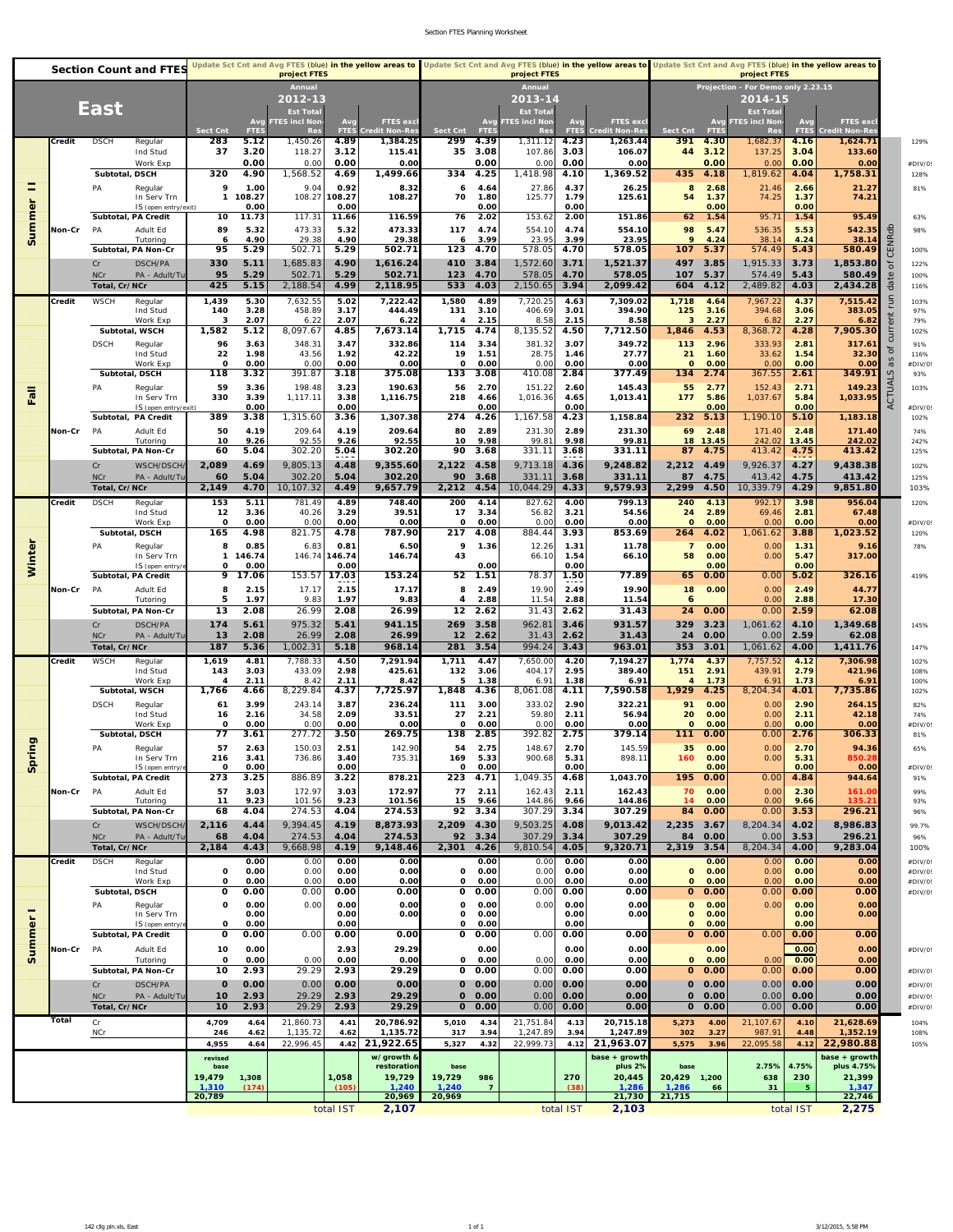# Section FTES Planning Worksheet

| Section Count and FTES | | | | Update Sct Cnt and Avg FTES (blue) **in the yellow areas** to project FTES | | | | | Update Sct Cnt and Avg FTES (blue) **in the yellow areas** to project FTES | | | | | Update Sct Cnt and Avg FTES (blue) **in the yellow areas** to project FTES | | | | | |
|---|---|---|---|---|---|---|---|---|---|---|---|---|---|---|---|---|---|---|---|
| **East** | | | | Annual 2012-13 | | | | | Annual 2013-14 | | | | | Projection - For Demo only 2.23.15 2014-15 | | | | | |
| | | | | Sect Cnt | Avg FTES | Est Total FTES incl Non-Res | Avg FTES | FTES excl Credit Non-Res | Sect Cnt | Avg FTES | Est Total FTES incl Non-Res | Avg FTES | FTES excl Credit Non-Res | Sect Cnt | Avg FTES | Est Total FTES incl Non-Res | Avg FTES | FTES excl Credit Non-Res | |
| **Summer II** | Credit | DSCH | Regular | 283 | 5.12 | 1,450.26 | 4.89 | 1,384.25 | 299 | 4.39 | 1,311.12 | 4.23 | 1,263.44 | 391 | 4.30 | 1,682.37 | 4.16 | 1,624.71 | 129% |
| | | | Ind Stud | 37 | 3.20 | 118.27 | 3.12 | 115.41 | 35 | 3.08 | 107.86 | 3.03 | 106.07 | 44 | 3.12 | 137.25 | 3.04 | 133.60 | |
| | | | Work Exp | | 0.00 | 0.00 | 0.00 | 0.00 | | 0.00 | 0.00 | 0.00 | 0.00 | | 0.00 | 0.00 | 0.00 | 0.00 | #DIV/0! |
| | | Subtotal, DSCH | | 320 | 4.90 | 1,568.52 | 4.69 | 1,499.66 | 334 | 4.25 | 1,418.98 | 4.10 | 1,369.52 | 435 | 4.18 | 1,819.62 | 4.04 | 1,758.31 | 128% |
| | | PA | Regular | 9 | 1.00 | 9.04 | 0.92 | 8.32 | 6 | 4.64 | 27.86 | 4.37 | 26.25 | 8 | 2.68 | 21.46 | 2.66 | 21.27 | 81% |
| | | | In Serv Trn | 1 | 108.27 | 108.27 | 108.27 | 108.27 | 70 | 1.80 | 125.77 | 1.79 | 125.61 | 54 | 1.37 | 74.25 | 1.37 | 74.21 | |
| | | | IS (open entry/exit) | | 0.00 | | 0.00 | | | 0.00 | | 0.00 | | | 0.00 | | 0.00 | | |
| | | Subtotal, PA Credit | | 10 | 11.73 | 117.31 | 11.66 | 116.59 | 76 | 2.02 | 153.62 | 2.00 | 151.86 | 62 | 1.54 | 95.71 | 1.54 | 95.49 | 63% |
| | Non-Cr | PA | Adult Ed | 89 | 5.32 | 473.33 | 5.32 | 473.33 | 117 | 4.74 | 554.10 | 4.74 | 554.10 | 98 | 5.47 | 536.35 | 5.53 | 542.35 | 98% |
| | | | Tutoring | 6 | 4.90 | 29.38 | 4.90 | 29.38 | 6 | 3.99 | 23.95 | 3.99 | 23.95 | 9 | 4.24 | 38.14 | 4.24 | 38.14 | |
| | | Subtotal, PA Non-Cr | | 95 | 5.29 | 502.71 | 5.29 | 502.71 | 123 | 4.70 | 578.05 | 4.70 | 578.05 | 107 | 5.37 | 574.49 | 5.43 | 580.49 | 100% |
| | | Cr | DSCH/PA | 330 | 5.11 | 1,685.83 | 4.90 | 1,616.24 | 410 | 3.84 | 1,572.60 | 3.71 | 1,521.37 | 497 | 3.85 | 1,915.33 | 3.73 | 1,853.80 | 122% |
| | | NCr | PA - Adult/Tu | 95 | 5.29 | 502.71 | 5.29 | 502.71 | 123 | 4.70 | 578.05 | 4.70 | 578.05 | 107 | 5.37 | 574.49 | 5.43 | 580.49 | 100% |
| | | Total, Cr/ NCr | | 425 | 5.15 | 2,188.54 | 4.99 | 2,118.95 | 533 | 4.03 | 2,150.65 | 3.94 | 2,099.42 | 604 | 4.12 | 2,489.82 | 4.03 | 2,434.28 | 116% |
| **Fall** | Credit | WSCH | Regular | 1,439 | 5.30 | 7,632.55 | 5.02 | 7,222.42 | 1,580 | 4.89 | 7,720.25 | 4.63 | 7,309.02 | 1,718 | 4.64 | 7,967.22 | 4.37 | 7,515.42 | 103% |
| | | | Ind Stud | 140 | 3.28 | 458.89 | 3.17 | 444.49 | 131 | 3.10 | 406.69 | 3.01 | 394.90 | 125 | 3.16 | 394.68 | 3.06 | 383.05 | 97% |
| | | | Work Exp | 3 | 2.07 | 6.22 | 2.07 | 6.22 | 4 | 2.15 | 8.58 | 2.15 | 8.58 | 3 | 2.27 | 6.82 | 2.27 | 6.82 | 79% |
| | | Subtotal, WSCH | | 1,582 | 5.12 | 8,097.67 | 4.85 | 7,673.14 | 1,715 | 4.74 | 8,135.52 | 4.50 | 7,712.50 | 1,846 | 4.53 | 8,368.72 | 4.28 | 7,905.30 | 102% |
| | | DSCH | Regular | 96 | 3.63 | 348.31 | 3.47 | 332.86 | 114 | 3.34 | 381.32 | 3.07 | 349.72 | 113 | 2.96 | 333.93 | 2.81 | 317.61 | 91% |
| | | | Ind Stud | 22 | 1.98 | 43.56 | 1.92 | 42.22 | 19 | 1.51 | 28.75 | 1.46 | 27.77 | 21 | 1.60 | 33.62 | 1.54 | 32.30 | 116% |
| | | | Work Exp | 0 | 0.00 | 0.00 | 0.00 | 0.00 | 0 | 0.00 | 0.00 | 0.00 | 0.00 | 0 | 0.00 | 0.00 | 0.00 | 0.00 | #DIV/0! |
| | | Subtotal, DSCH | | 118 | 3.32 | 391.87 | 3.18 | 375.08 | 133 | 3.08 | 410.08 | 2.84 | 377.49 | 134 | 2.74 | 367.55 | 2.61 | 349.91 | 93% |
| | | PA | Regular | 59 | 3.36 | 198.48 | 3.23 | 190.63 | 56 | 2.70 | 151.22 | 2.60 | 145.43 | 55 | 2.77 | 152.43 | 2.71 | 149.23 | 103% |
| | | | In Serv Trn | 330 | 3.39 | 1,117.11 | 3.38 | 1,116.75 | 218 | 4.66 | 1,016.36 | 4.65 | 1,013.41 | 177 | 5.86 | 1,037.67 | 5.84 | 1,033.95 | |
| | | | IS (open entry/exit) | | 0.00 | | 0.00 | | | 0.00 | | 0.00 | | | 0.00 | | 0.00 | | #DIV/0! |
| | | Subtotal, PA Credit | | 389 | 3.38 | 1,315.60 | 3.36 | 1,307.38 | 274 | 4.26 | 1,167.58 | 4.23 | 1,158.84 | 232 | 5.13 | 1,190.10 | 5.10 | 1,183.18 | 102% |
| | Non-Cr | PA | Adult Ed | 50 | 4.19 | 209.64 | 4.19 | 209.64 | 80 | 2.89 | 231.30 | 2.89 | 231.30 | 69 | 2.48 | 171.40 | 2.48 | 171.40 | 74% |
| | | | Tutoring | 10 | 9.26 | 92.55 | 9.26 | 92.55 | 10 | 9.98 | 99.81 | 9.98 | 99.81 | 18 | 13.45 | 242.02 | 13.45 | 242.02 | 242% |
| | | Subtotal, PA Non-Cr | | 60 | 5.04 | 302.20 | 5.04 | 302.20 | 90 | 3.68 | 331.11 | 3.68 | 331.11 | 87 | 4.75 | 413.42 | 4.75 | 413.42 | 125% |
| | | Cr | WSCH/DSCH/ | 2,089 | 4.69 | 9,805.13 | 4.48 | 9,355.60 | 2,122 | 4.58 | 9,713.18 | 4.36 | 9,248.82 | 2,212 | 4.49 | 9,926.37 | 4.27 | 9,438.38 | 102% |
| | | NCr | PA - Adult/Tu | 60 | 5.04 | 302.20 | 5.04 | 302.20 | 90 | 3.68 | 331.11 | 3.68 | 331.11 | 87 | 4.75 | 413.42 | 4.75 | 413.42 | 125% |
| | | Total, Cr/ NCr | | 2,149 | 4.70 | 10,107.32 | 4.49 | 9,657.79 | 2,212 | 4.54 | 10,044.29 | 4.33 | 9,579.93 | 2,299 | 4.50 | 10,339.79 | 4.29 | 9,851.80 | 103% |
| **Winter** | Credit | DSCH | Regular | 153 | 5.11 | 781.49 | 4.89 | 748.40 | 200 | 4.14 | 827.62 | 4.00 | 799.13 | 240 | 4.13 | 992.17 | 3.98 | 956.04 | 120% |
| | | | Ind Stud | 12 | 3.36 | 40.26 | 3.29 | 39.51 | 17 | 3.34 | 56.82 | 3.21 | 54.56 | 24 | 2.89 | 69.46 | 2.81 | 67.48 | |
| | | | Work Exp | 0 | 0.00 | 0.00 | 0.00 | 0.00 | 0 | 0.00 | 0.00 | 0.00 | 0.00 | 0 | 0.00 | 0.00 | 0.00 | 0.00 | #DIV/0! |
| | | Subtotal, DSCH | | 165 | 4.98 | 821.75 | 4.78 | 787.90 | 217 | 4.08 | 884.44 | 3.93 | 853.69 | 264 | 4.02 | 1,061.62 | 3.88 | 1,023.52 | 120% |
| | | PA | Regular | 8 | 0.85 | 6.83 | 0.81 | 6.50 | 9 | 1.36 | 12.26 | 1.31 | 11.78 | 7 | 0.00 | 0.00 | 1.31 | 9.16 | 78% |
| | | | In Serv Trn | 1 | 146.74 | 146.74 | 146.74 | 146.74 | 43 | | 66.10 | 1.54 | 66.10 | 58 | 0.00 | 0.00 | 5.47 | 317.00 | |
| | | | IS (open entry/e | 0 | 0.00 | | 0.00 | | | 0.00 | | 0.00 | | | 0.00 | | 0.00 | | |
| | | Subtotal, PA Credit | | 9 | 17.06 | 153.57 | 17.03 | 153.24 | 52 | 1.51 | 78.37 | 1.50 | 77.89 | 65 | 0.00 | 0.00 | 5.02 | 326.16 | 419% |
| | Non-Cr | PA | Adult Ed | 8 | 2.15 | 17.17 | 2.15 | 17.17 | 8 | 2.49 | 19.90 | 2.49 | 19.90 | 18 | 0.00 | 0.00 | 2.49 | 44.77 | |
| | | | Tutoring | 5 | 1.97 | 9.83 | 1.97 | 9.83 | 4 | 2.88 | 11.54 | 2.88 | 11.54 | 6 | | 0.00 | 2.88 | 17.30 | |
| | | Subtotal, PA Non-Cr | | 13 | 2.08 | 26.99 | 2.08 | 26.99 | 12 | 2.62 | 31.43 | 2.62 | 31.43 | 24 | 0.00 | 0.00 | 2.59 | 62.08 | |
| | | Cr | DSCH/PA | 174 | 5.61 | 975.32 | 5.41 | 941.15 | 269 | 3.58 | 962.81 | 3.46 | 931.57 | 329 | 3.23 | 1,061.62 | 4.10 | 1,349.68 | 145% |
| | | NCr | PA - Adult/Tu | 13 | 2.08 | 26.99 | 2.08 | 26.99 | 12 | 2.62 | 31.43 | 2.62 | 31.43 | 24 | 0.00 | 0.00 | 2.59 | 62.08 | |
| | | Total, Cr/ NCr | | 187 | 5.36 | 1,002.31 | 5.18 | 968.14 | 281 | 3.54 | 994.24 | 3.43 | 963.01 | 353 | 3.01 | 1,061.62 | 4.00 | 1,411.76 | 147% |
| **Spring** | Credit | WSCH | Regular | 1,619 | 4.81 | 7,788.33 | 4.50 | 7,291.94 | 1,711 | 4.47 | 7,650.00 | 4.20 | 7,194.27 | 1,774 | 4.37 | 7,757.52 | 4.12 | 7,306.98 | 102% |
| | | | Ind Stud | 143 | 3.03 | 433.09 | 2.98 | 425.61 | 132 | 3.06 | 404.17 | 2.95 | 389.40 | 151 | 2.91 | 439.91 | 2.79 | 421.96 | 108% |
| | | | Work Exp | 4 | 2.11 | 8.42 | 2.11 | 8.42 | 5 | 1.38 | 6.91 | 1.38 | 6.91 | 4 | 1.73 | 6.91 | 1.73 | 6.91 | 100% |
| | | Subtotal, WSCH | | 1,766 | 4.66 | 8,229.84 | 4.37 | 7,725.97 | 1,848 | 4.36 | 8,061.08 | 4.11 | 7,590.58 | 1,929 | 4.25 | 8,204.34 | 4.01 | 7,735.86 | 102% |
| | | DSCH | Regular | 61 | 3.99 | 243.14 | 3.87 | 236.24 | 111 | 3.00 | 333.02 | 2.90 | 322.21 | 91 | 0.00 | 0.00 | 2.90 | 264.15 | 82% |
| | | | Ind Stud | 16 | 2.16 | 34.58 | 2.09 | 33.51 | 27 | 2.21 | 59.80 | 2.11 | 56.94 | 20 | 0.00 | 0.00 | 2.11 | 42.18 | 74% |
| | | | Work Exp | 0 | 0.00 | 0.00 | 0.00 | 0.00 | 0 | 0.00 | 0.00 | 0.00 | 0.00 | 0 | 0.00 | 0.00 | 0.00 | 0.00 | #DIV/0! |
| | | Subtotal, DSCH | | 77 | 3.61 | 277.72 | 3.50 | 269.75 | 138 | 2.85 | 392.82 | 2.75 | 379.14 | 111 | 0.00 | 0.00 | 2.76 | 306.33 | 81% |
| | | PA | Regular | 57 | 2.63 | 150.03 | 2.51 | 142.90 | 54 | 2.75 | 148.67 | 2.70 | 145.59 | 35 | 0.00 | 0.00 | 2.70 | 94.36 | 65% |
| | | | In Serv Trn | 216 | 3.41 | 736.86 | 3.40 | 735.31 | 169 | 5.33 | 900.68 | 5.31 | 898.11 | 160 | 0.00 | 0.00 | 5.31 | 850.28 | |
| | | | IS (open entry/e | 0 | 0.00 | 0.00 | 0.00 | | 0 | 0.00 | 0.00 | 0.00 | | 0 | 0.00 | 0.00 | 0.00 | | #DIV/0! |
| | | Subtotal, PA Credit | | 273 | 3.25 | 886.89 | 3.22 | 878.21 | 223 | 4.71 | 1,049.35 | 4.68 | 1,043.70 | 195 | 0.00 | 0.00 | 4.84 | 944.64 | 91% |
| | Non-Cr | PA | Adult Ed | 57 | 3.03 | 172.97 | 3.03 | 172.97 | 77 | 2.11 | 162.43 | 2.11 | 162.43 | 70 | 0.00 | 0.00 | 2.30 | 161.00 | 99% |
| | | | Tutoring | 11 | 9.23 | 101.56 | 9.23 | 101.56 | 15 | 9.66 | 144.86 | 9.66 | 144.86 | 14 | 0.00 | 0.00 | 9.66 | 135.21 | 93% |
| | | Subtotal, PA Non-Cr | | 68 | 4.04 | 274.53 | 4.04 | 274.53 | 92 | 3.34 | 307.29 | 3.34 | 307.29 | 84 | 0.00 | 0.00 | 3.53 | 296.21 | 96% |
| | | Cr | WSCH/DSCH/ | 2,116 | 4.44 | 9,394.45 | 4.19 | 8,873.93 | 2,209 | 4.30 | 9,503.25 | 4.08 | 9,013.42 | 2,235 | 3.67 | 8,204.34 | 4.02 | 8,986.83 | 99.7% |
| | | NCr | PA - Adult/Tu | 68 | 4.04 | 274.53 | 4.04 | 274.53 | 92 | 3.34 | 307.29 | 3.34 | 307.29 | 84 | 0.00 | 0.00 | 3.53 | 296.21 | 96% |
| | | Total, Cr/ NCr | | 2,184 | 4.43 | 9,668.98 | 4.19 | 9,148.46 | 2,301 | 4.26 | 9,810.54 | 4.05 | 9,320.71 | 2,319 | 3.54 | 8,204.34 | 4.00 | 9,283.04 | 100% |
| **Summer I** | Credit | DSCH | Regular | | 0.00 | 0.00 | 0.00 | 0.00 | | 0.00 | 0.00 | 0.00 | 0.00 | | 0.00 | 0.00 | 0.00 | 0.00 | #DIV/0! |
| | | | Ind Stud | 0 | 0.00 | 0.00 | 0.00 | 0.00 | 0 | 0.00 | 0.00 | 0.00 | 0.00 | 0 | 0.00 | 0.00 | 0.00 | 0.00 | #DIV/0! |
| | | | Work Exp | 0 | 0.00 | 0.00 | 0.00 | 0.00 | 0 | 0.00 | 0.00 | 0.00 | 0.00 | 0 | 0.00 | 0.00 | 0.00 | 0.00 | #DIV/0! |
| | | Subtotal, DSCH | | 0 | 0.00 | 0.00 | 0.00 | 0.00 | 0 | 0.00 | 0.00 | 0.00 | 0.00 | 0 | 0.00 | 0.00 | 0.00 | 0.00 | #DIV/0! |
| | | PA | Regular | 0 | 0.00 | 0.00 | 0.00 | 0.00 | 0 | 0.00 | 0.00 | 0.00 | 0.00 | 0 | 0.00 | 0.00 | 0.00 | 0.00 | |
| | | | In Serv Trn | | 0.00 | | 0.00 | 0.00 | 0 | 0.00 | | 0.00 | 0.00 | 0 | 0.00 | | 0.00 | 0.00 | |
| | | | IS (open entry/e | 0 | 0.00 | | 0.00 | | 0 | 0.00 | | 0.00 | | 0 | 0.00 | | 0.00 | | |
| | | Subtotal, PA Credit | | 0 | 0.00 | 0.00 | 0.00 | 0.00 | 0 | 0.00 | 0.00 | 0.00 | 0.00 | 0 | 0.00 | 0.00 | 0.00 | 0.00 | |
| | Non-Cr | PA | Adult Ed | 10 | 0.00 | | 2.93 | 29.29 | | 0.00 | | 0.00 | 0.00 | | 0.00 | | 0.00 | 0.00 | #DIV/0! |
| | | | Tutoring | 0 | 0.00 | 0.00 | 0.00 | 0.00 | 0 | 0.00 | 0.00 | 0.00 | 0.00 | 0 | 0.00 | 0.00 | 0.00 | 0.00 | |
| | | Subtotal, PA Non-Cr | | 10 | 2.93 | 29.29 | 2.93 | 29.29 | 0 | 0.00 | 0.00 | 0.00 | 0.00 | 0 | 0.00 | 0.00 | 0.00 | 0.00 | #DIV/0! |
| | | Cr | DSCH/PA | 0 | 0.00 | 0.00 | 0.00 | 0.00 | 0 | 0.00 | 0.00 | 0.00 | 0.00 | 0 | 0.00 | 0.00 | 0.00 | 0.00 | #DIV/0! |
| | | NCr | PA - Adult/Tu | 10 | 2.93 | 29.29 | 2.93 | 29.29 | 0 | 0.00 | 0.00 | 0.00 | 0.00 | 0 | 0.00 | 0.00 | 0.00 | 0.00 | #DIV/0! |
| | | Total, Cr/ NCr | | 10 | 2.93 | 29.29 | 2.93 | 29.29 | 0 | 0.00 | 0.00 | 0.00 | 0.00 | 0 | 0.00 | 0.00 | 0.00 | 0.00 | #DIV/0! |
| **Total** | | Cr | | 4,709 | 4.64 | 21,860.73 | 4.41 | 20,786.92 | 5,010 | 4.34 | 21,751.84 | 4.13 | 20,715.18 | 5,273 | 4.00 | 21,107.67 | 4.10 | 21,628.69 | 104% |
| | | NCr | | 246 | 4.62 | 1,135.72 | 4.62 | 1,135.72 | 317 | 3.94 | 1,247.89 | 3.94 | 1,247.89 | 302 | 3.27 | 987.91 | 4.48 | 1,352.19 | 108% |
| | | | | 4,955 | 4.64 | 22,996.45 | 4.42 | 21,922.65 | 5,327 | 4.32 | 22,999.73 | 4.12 | 21,963.07 | 5,575 | 3.96 | 22,095.58 | 4.12 | 22,980.88 | 105% |
| | | | | revised base | | | | w/ growth & restoration | base | | | | base + growth plus 2% | base | | 2.75% | 4.75% | base + growth plus 4.75% | |
| | | | | 19,479 | 1,308 | | 1,058 | 19,729 | 19,729 | 986 | | 270 | 20,445 | 20,429 | 1,200 | 638 | 230 | 21,399 | |
| | | | | 1,310 | (174) | | (105) | 1,240 | 1,240 | 7 | | (38) | 1,286 | 1,286 | 66 | 31 | 5 | 1,347 | |
| | | | | 20,789 | | | | 20,969 | 20,969 | | | | 21,730 | 21,715 | | | | 22,746 | |
| | | | | | | | total IST | 2,107 | | | | total IST | 2,103 | | | | total IST | 2,275 | |

ACTUALS as of current run date of CENRdb